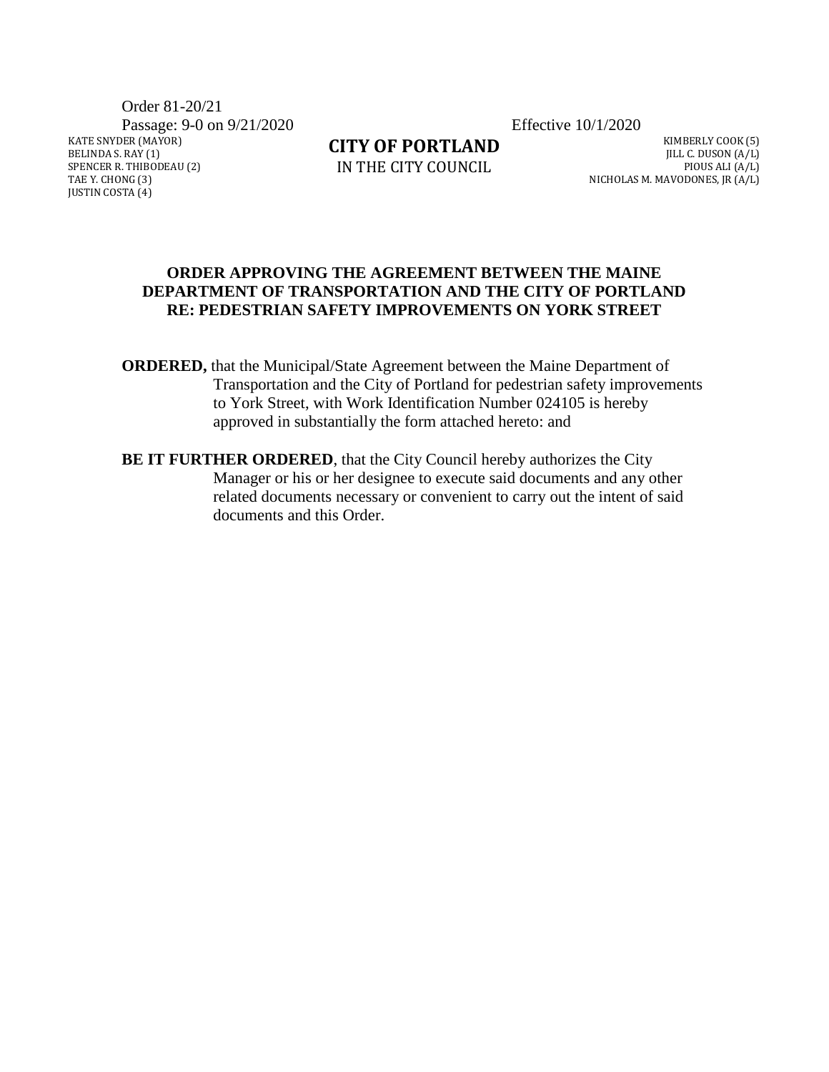Order 81-20/21

Passage: 9-0 on 9/21/2020 Effective 10/1/2020

KATE SNYDER (MAYOR)
BELINDA S. RAY (1)
SPENCER R. THIBODEAU (2)
TAE Y. CHONG (3)
JUSTIN COSTA (4)

**CITY OF PORTLAND**
IN THE CITY COUNCIL

KIMBERLY COOK (5)
JILL C. DUSON (A/L)
PIOUS ALI (A/L)
NICHOLAS M. MAVODONES, JR (A/L)

**ORDER APPROVING THE AGREEMENT BETWEEN THE MAINE DEPARTMENT OF TRANSPORTATION AND THE CITY OF PORTLAND RE: PEDESTRIAN SAFETY IMPROVEMENTS ON YORK STREET**

**ORDERED,** that the Municipal/State Agreement between the Maine Department of Transportation and the City of Portland for pedestrian safety improvements to York Street, with Work Identification Number 024105 is hereby approved in substantially the form attached hereto: and

**BE IT FURTHER ORDERED**, that the City Council hereby authorizes the City Manager or his or her designee to execute said documents and any other related documents necessary or convenient to carry out the intent of said documents and this Order.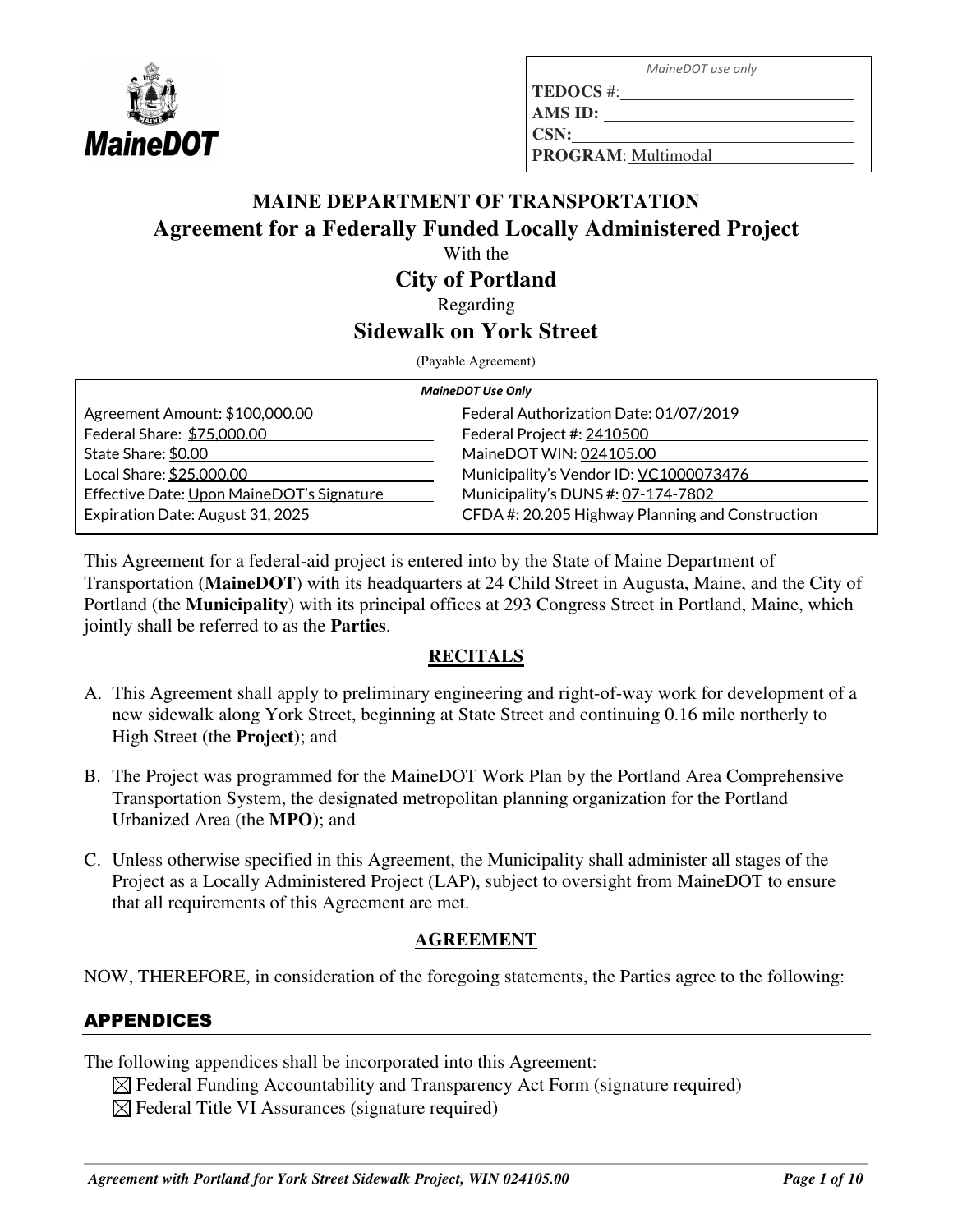MaineDOT use only

**TEDOCS #:**
**AMS ID:**
**CSN:**
**PROGRAM**: Multimodal

# MAINE DEPARTMENT OF TRANSPORTATION

## Agreement for a Federally Funded Locally Administered Project

With the

## City of Portland

Regarding

## Sidewalk on York Street

(Payable Agreement)

| *MaineDOT Use Only* | |
|---|---|
| Agreement Amount: $100,000.00 | Federal Authorization Date: 01/07/2019 |
| Federal Share: $75,000.00 | Federal Project #: 2410500 |
| State Share: $0.00 | MaineDOT WIN: 024105.00 |
| Local Share: $25,000.00 | Municipality's Vendor ID: VC1000073476 |
| Effective Date: Upon MaineDOT's Signature | Municipality's DUNS #: 07-174-7802 |
| Expiration Date: August 31, 2025 | CFDA #: 20.205 Highway Planning and Construction |

This Agreement for a federal-aid project is entered into by the State of Maine Department of Transportation (**MaineDOT**) with its headquarters at 24 Child Street in Augusta, Maine, and the City of Portland (the **Municipality**) with its principal offices at 293 Congress Street in Portland, Maine, which jointly shall be referred to as the **Parties**.

### RECITALS

A. This Agreement shall apply to preliminary engineering and right-of-way work for development of a new sidewalk along York Street, beginning at State Street and continuing 0.16 mile northerly to High Street (the **Project**); and

B. The Project was programmed for the MaineDOT Work Plan by the Portland Area Comprehensive Transportation System, the designated metropolitan planning organization for the Portland Urbanized Area (the **MPO**); and

C. Unless otherwise specified in this Agreement, the Municipality shall administer all stages of the Project as a Locally Administered Project (LAP), subject to oversight from MaineDOT to ensure that all requirements of this Agreement are met.

### AGREEMENT

NOW, THEREFORE, in consideration of the foregoing statements, the Parties agree to the following:

### APPENDICES

The following appendices shall be incorporated into this Agreement:

☒ Federal Funding Accountability and Transparency Act Form (signature required)
☒ Federal Title VI Assurances (signature required)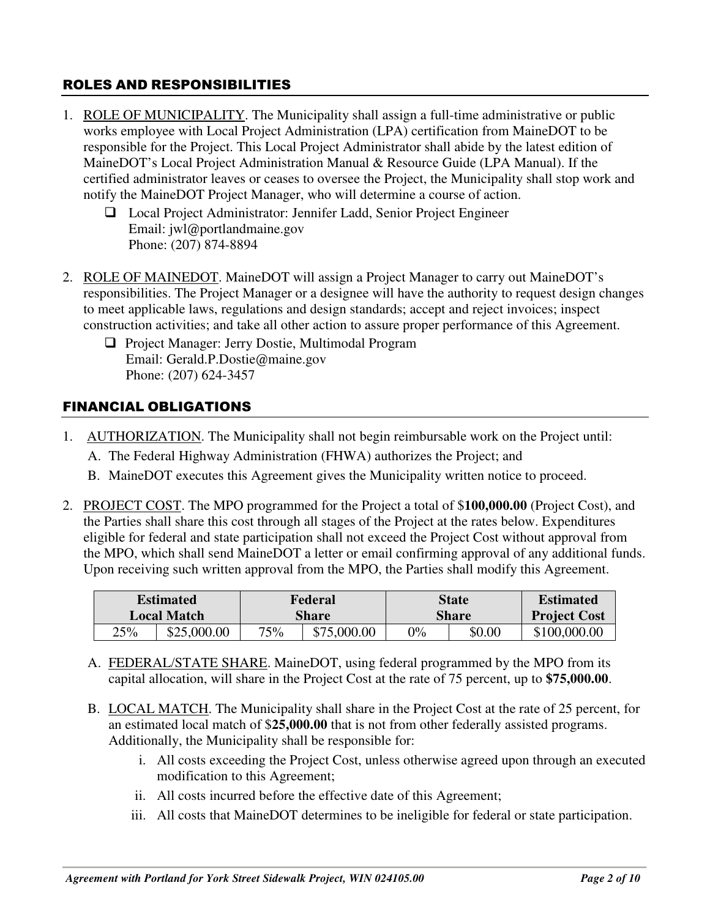## ROLES AND RESPONSIBILITIES

1. ROLE OF MUNICIPALITY. The Municipality shall assign a full-time administrative or public works employee with Local Project Administration (LPA) certification from MaineDOT to be responsible for the Project. This Local Project Administrator shall abide by the latest edition of MaineDOT's Local Project Administration Manual & Resource Guide (LPA Manual). If the certified administrator leaves or ceases to oversee the Project, the Municipality shall stop work and notify the MaineDOT Project Manager, who will determine a course of action.
   - ❑ Local Project Administrator: Jennifer Ladd, Senior Project Engineer
     Email: jwl@portlandmaine.gov
     Phone: (207) 874-8894

2. ROLE OF MAINEDOT. MaineDOT will assign a Project Manager to carry out MaineDOT's responsibilities. The Project Manager or a designee will have the authority to request design changes to meet applicable laws, regulations and design standards; accept and reject invoices; inspect construction activities; and take all other action to assure proper performance of this Agreement.
   - ❑ Project Manager: Jerry Dostie, Multimodal Program
     Email: Gerald.P.Dostie@maine.gov
     Phone: (207) 624-3457

## FINANCIAL OBLIGATIONS

1. AUTHORIZATION. The Municipality shall not begin reimbursable work on the Project until:
   A. The Federal Highway Administration (FHWA) authorizes the Project; and
   B. MaineDOT executes this Agreement gives the Municipality written notice to proceed.

2. PROJECT COST. The MPO programmed for the Project a total of $**100,000.00** (Project Cost), and the Parties shall share this cost through all stages of the Project at the rates below. Expenditures eligible for federal and state participation shall not exceed the Project Cost without approval from the MPO, which shall send MaineDOT a letter or email confirming approval of any additional funds. Upon receiving such written approval from the MPO, the Parties shall modify this Agreement.

| Estimated Local Match | | Federal Share | | State Share | | Estimated Project Cost |
|---|---|---|---|---|---|---|
| 25% | $25,000.00 | 75% | $75,000.00 | 0% | $0.00 | $100,000.00 |

   A. FEDERAL/STATE SHARE. MaineDOT, using federal programmed by the MPO from its capital allocation, will share in the Project Cost at the rate of 75 percent, up to **$75,000.00**.

   B. LOCAL MATCH. The Municipality shall share in the Project Cost at the rate of 25 percent, for an estimated local match of $**25,000.00** that is not from other federally assisted programs. Additionally, the Municipality shall be responsible for:
      i. All costs exceeding the Project Cost, unless otherwise agreed upon through an executed modification to this Agreement;
      ii. All costs incurred before the effective date of this Agreement;
      iii. All costs that MaineDOT determines to be ineligible for federal or state participation.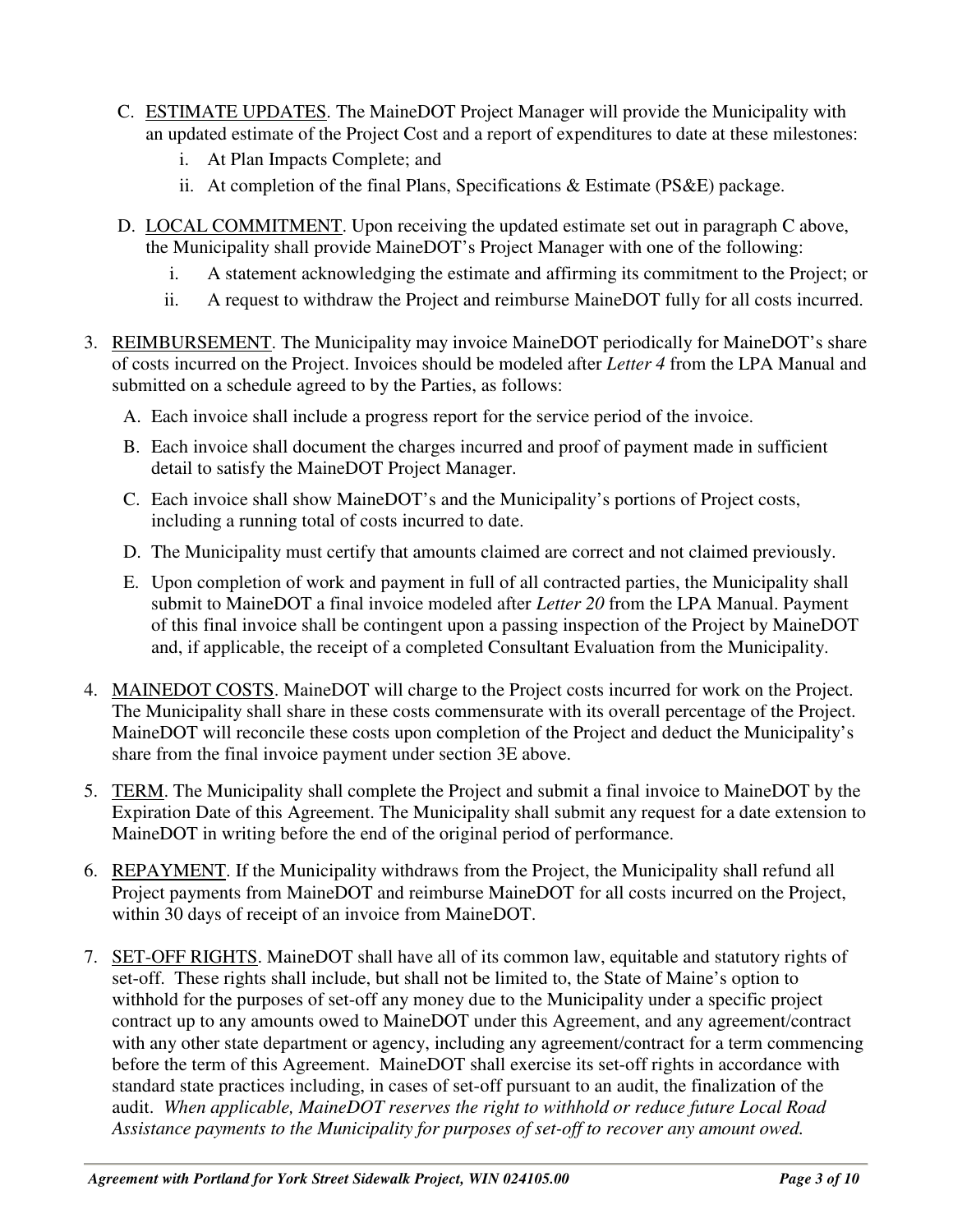C. <u>ESTIMATE UPDATES</u>. The MaineDOT Project Manager will provide the Municipality with an updated estimate of the Project Cost and a report of expenditures to date at these milestones:

   i. At Plan Impacts Complete; and

   ii. At completion of the final Plans, Specifications & Estimate (PS&E) package.

D. <u>LOCAL COMMITMENT</u>. Upon receiving the updated estimate set out in paragraph C above, the Municipality shall provide MaineDOT's Project Manager with one of the following:

   i. A statement acknowledging the estimate and affirming its commitment to the Project; or

   ii. A request to withdraw the Project and reimburse MaineDOT fully for all costs incurred.

3. <u>REIMBURSEMENT</u>. The Municipality may invoice MaineDOT periodically for MaineDOT's share of costs incurred on the Project. Invoices should be modeled after *Letter 4* from the LPA Manual and submitted on a schedule agreed to by the Parties, as follows:

   A. Each invoice shall include a progress report for the service period of the invoice.

   B. Each invoice shall document the charges incurred and proof of payment made in sufficient detail to satisfy the MaineDOT Project Manager.

   C. Each invoice shall show MaineDOT's and the Municipality's portions of Project costs, including a running total of costs incurred to date.

   D. The Municipality must certify that amounts claimed are correct and not claimed previously.

   E. Upon completion of work and payment in full of all contracted parties, the Municipality shall submit to MaineDOT a final invoice modeled after *Letter 20* from the LPA Manual. Payment of this final invoice shall be contingent upon a passing inspection of the Project by MaineDOT and, if applicable, the receipt of a completed Consultant Evaluation from the Municipality.

4. <u>MAINEDOT COSTS</u>. MaineDOT will charge to the Project costs incurred for work on the Project. The Municipality shall share in these costs commensurate with its overall percentage of the Project. MaineDOT will reconcile these costs upon completion of the Project and deduct the Municipality's share from the final invoice payment under section 3E above.

5. <u>TERM</u>. The Municipality shall complete the Project and submit a final invoice to MaineDOT by the Expiration Date of this Agreement. The Municipality shall submit any request for a date extension to MaineDOT in writing before the end of the original period of performance.

6. <u>REPAYMENT</u>. If the Municipality withdraws from the Project, the Municipality shall refund all Project payments from MaineDOT and reimburse MaineDOT for all costs incurred on the Project, within 30 days of receipt of an invoice from MaineDOT.

7. <u>SET-OFF RIGHTS</u>. MaineDOT shall have all of its common law, equitable and statutory rights of set-off. These rights shall include, but shall not be limited to, the State of Maine's option to withhold for the purposes of set-off any money due to the Municipality under a specific project contract up to any amounts owed to MaineDOT under this Agreement, and any agreement/contract with any other state department or agency, including any agreement/contract for a term commencing before the term of this Agreement. MaineDOT shall exercise its set-off rights in accordance with standard state practices including, in cases of set-off pursuant to an audit, the finalization of the audit. *When applicable, MaineDOT reserves the right to withhold or reduce future Local Road Assistance payments to the Municipality for purposes of set-off to recover any amount owed.*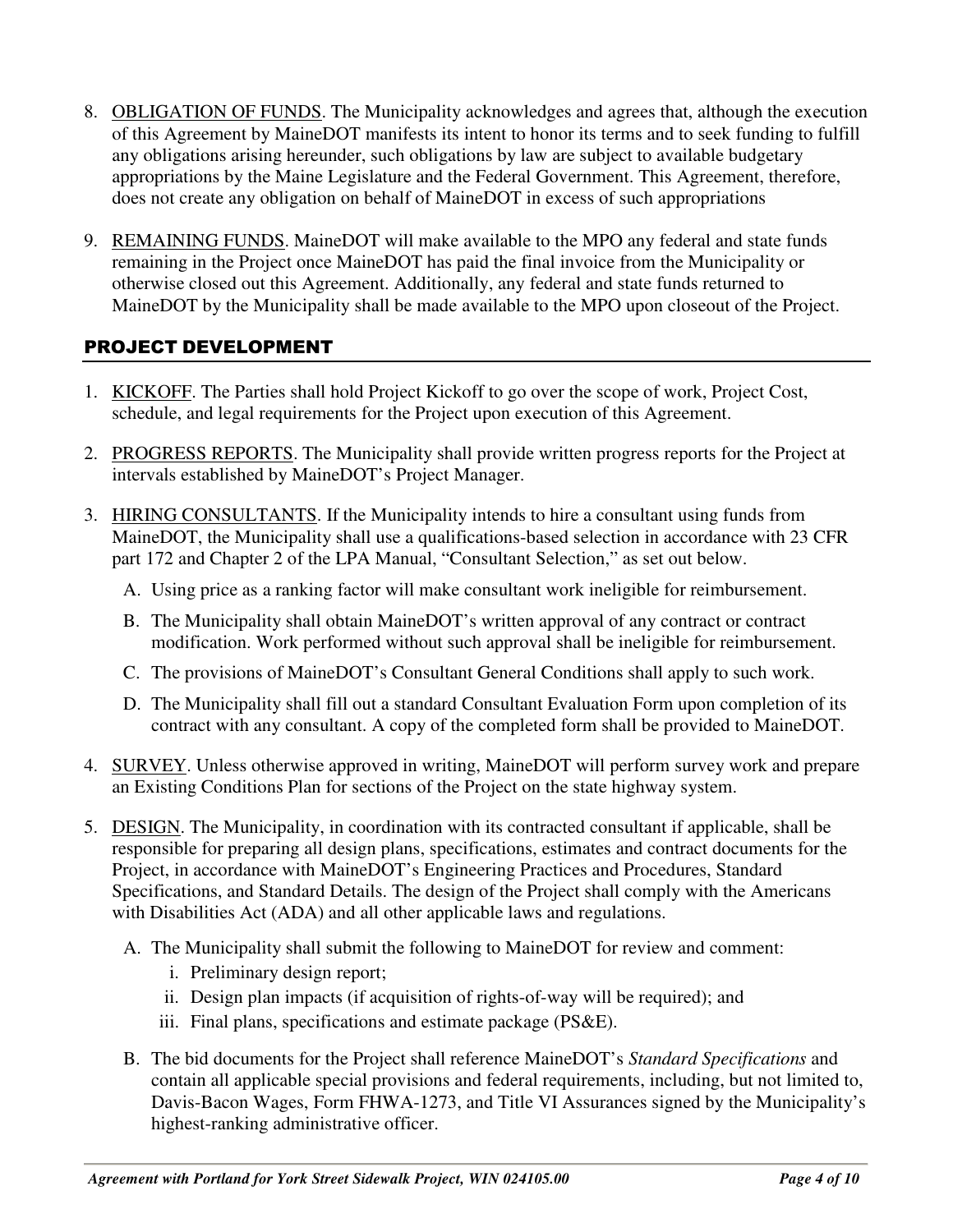8. OBLIGATION OF FUNDS. The Municipality acknowledges and agrees that, although the execution of this Agreement by MaineDOT manifests its intent to honor its terms and to seek funding to fulfill any obligations arising hereunder, such obligations by law are subject to available budgetary appropriations by the Maine Legislature and the Federal Government. This Agreement, therefore, does not create any obligation on behalf of MaineDOT in excess of such appropriations

9. REMAINING FUNDS. MaineDOT will make available to the MPO any federal and state funds remaining in the Project once MaineDOT has paid the final invoice from the Municipality or otherwise closed out this Agreement. Additionally, any federal and state funds returned to MaineDOT by the Municipality shall be made available to the MPO upon closeout of the Project.

## PROJECT DEVELOPMENT

1. KICKOFF. The Parties shall hold Project Kickoff to go over the scope of work, Project Cost, schedule, and legal requirements for the Project upon execution of this Agreement.

2. PROGRESS REPORTS. The Municipality shall provide written progress reports for the Project at intervals established by MaineDOT's Project Manager.

3. HIRING CONSULTANTS. If the Municipality intends to hire a consultant using funds from MaineDOT, the Municipality shall use a qualifications-based selection in accordance with 23 CFR part 172 and Chapter 2 of the LPA Manual, "Consultant Selection," as set out below.

   A. Using price as a ranking factor will make consultant work ineligible for reimbursement.

   B. The Municipality shall obtain MaineDOT's written approval of any contract or contract modification. Work performed without such approval shall be ineligible for reimbursement.

   C. The provisions of MaineDOT's Consultant General Conditions shall apply to such work.

   D. The Municipality shall fill out a standard Consultant Evaluation Form upon completion of its contract with any consultant. A copy of the completed form shall be provided to MaineDOT.

4. SURVEY. Unless otherwise approved in writing, MaineDOT will perform survey work and prepare an Existing Conditions Plan for sections of the Project on the state highway system.

5. DESIGN. The Municipality, in coordination with its contracted consultant if applicable, shall be responsible for preparing all design plans, specifications, estimates and contract documents for the Project, in accordance with MaineDOT's Engineering Practices and Procedures, Standard Specifications, and Standard Details. The design of the Project shall comply with the Americans with Disabilities Act (ADA) and all other applicable laws and regulations.

   A. The Municipality shall submit the following to MaineDOT for review and comment:
      i. Preliminary design report;
      ii. Design plan impacts (if acquisition of rights-of-way will be required); and
      iii. Final plans, specifications and estimate package (PS&E).

   B. The bid documents for the Project shall reference MaineDOT's *Standard Specifications* and contain all applicable special provisions and federal requirements, including, but not limited to, Davis-Bacon Wages, Form FHWA-1273, and Title VI Assurances signed by the Municipality's highest-ranking administrative officer.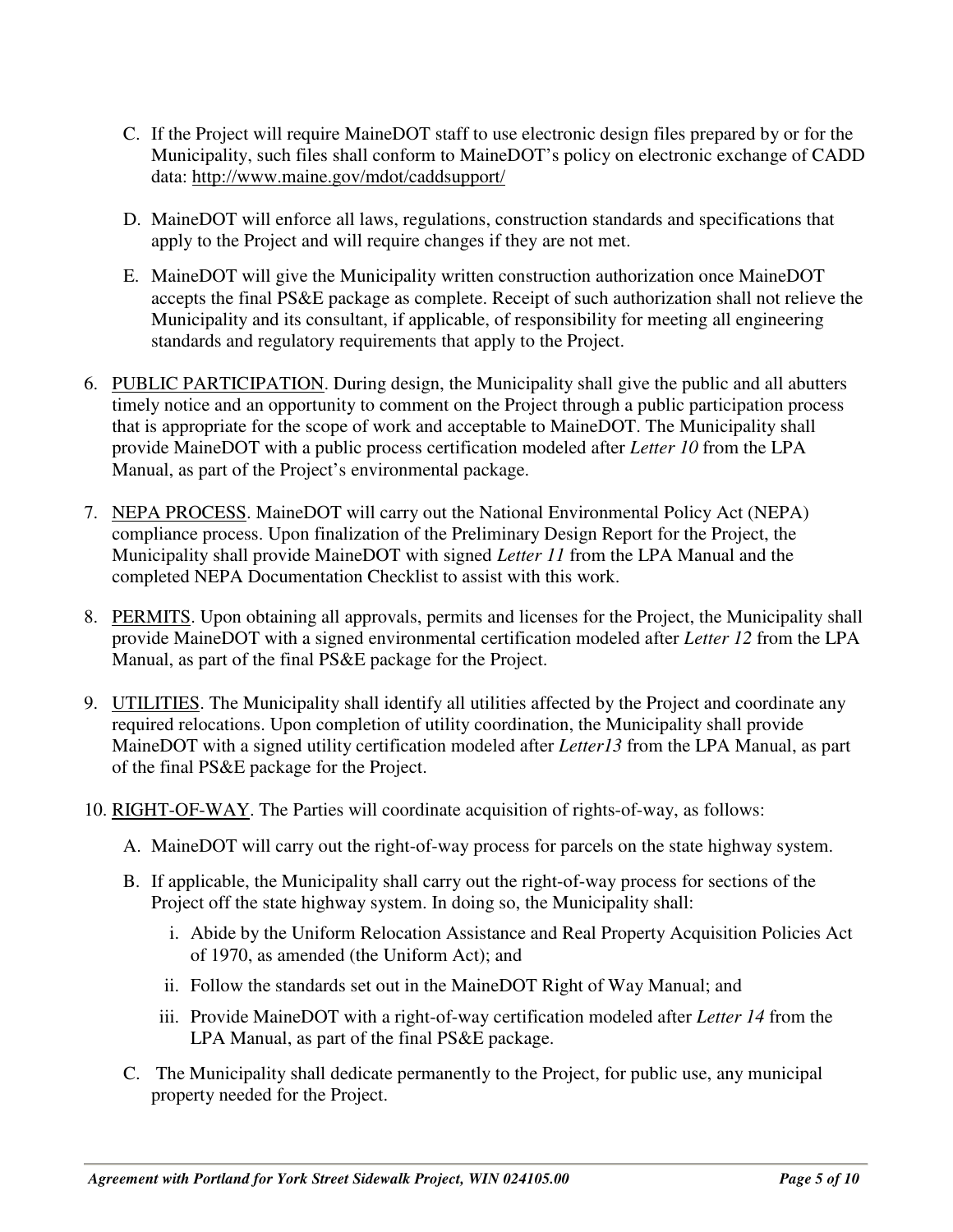C. If the Project will require MaineDOT staff to use electronic design files prepared by or for the Municipality, such files shall conform to MaineDOT's policy on electronic exchange of CADD data: http://www.maine.gov/mdot/caddsupport/

D. MaineDOT will enforce all laws, regulations, construction standards and specifications that apply to the Project and will require changes if they are not met.

E. MaineDOT will give the Municipality written construction authorization once MaineDOT accepts the final PS&E package as complete. Receipt of such authorization shall not relieve the Municipality and its consultant, if applicable, of responsibility for meeting all engineering standards and regulatory requirements that apply to the Project.

6. PUBLIC PARTICIPATION. During design, the Municipality shall give the public and all abutters timely notice and an opportunity to comment on the Project through a public participation process that is appropriate for the scope of work and acceptable to MaineDOT. The Municipality shall provide MaineDOT with a public process certification modeled after *Letter 10* from the LPA Manual, as part of the Project's environmental package.

7. NEPA PROCESS. MaineDOT will carry out the National Environmental Policy Act (NEPA) compliance process. Upon finalization of the Preliminary Design Report for the Project, the Municipality shall provide MaineDOT with signed *Letter 11* from the LPA Manual and the completed NEPA Documentation Checklist to assist with this work.

8. PERMITS. Upon obtaining all approvals, permits and licenses for the Project, the Municipality shall provide MaineDOT with a signed environmental certification modeled after *Letter 12* from the LPA Manual, as part of the final PS&E package for the Project.

9. UTILITIES. The Municipality shall identify all utilities affected by the Project and coordinate any required relocations. Upon completion of utility coordination, the Municipality shall provide MaineDOT with a signed utility certification modeled after *Letter13* from the LPA Manual, as part of the final PS&E package for the Project.

10. RIGHT-OF-WAY. The Parties will coordinate acquisition of rights-of-way, as follows:

    A. MaineDOT will carry out the right-of-way process for parcels on the state highway system.

    B. If applicable, the Municipality shall carry out the right-of-way process for sections of the Project off the state highway system. In doing so, the Municipality shall:

       i. Abide by the Uniform Relocation Assistance and Real Property Acquisition Policies Act of 1970, as amended (the Uniform Act); and

       ii. Follow the standards set out in the MaineDOT Right of Way Manual; and

       iii. Provide MaineDOT with a right-of-way certification modeled after *Letter 14* from the LPA Manual, as part of the final PS&E package.

    C. The Municipality shall dedicate permanently to the Project, for public use, any municipal property needed for the Project.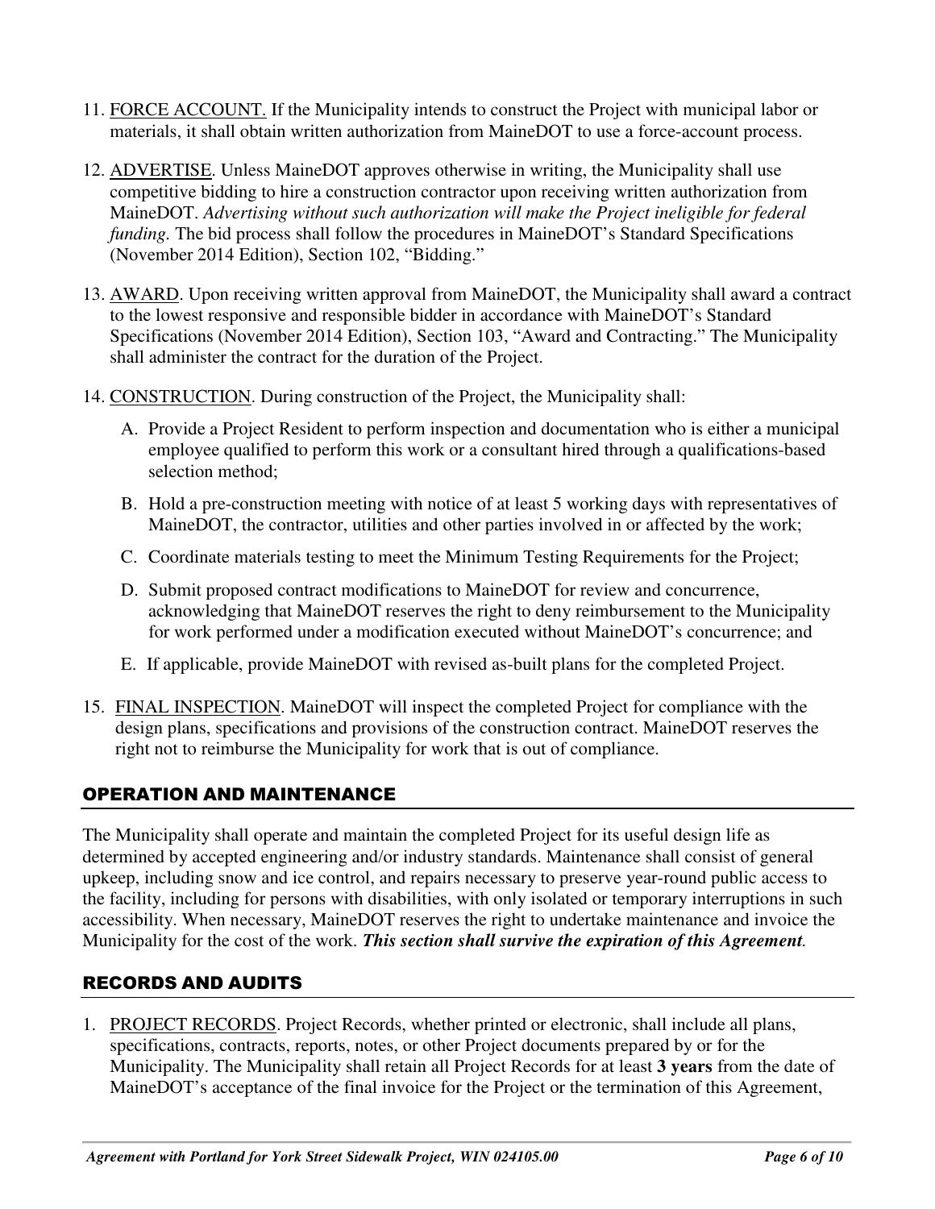11. FORCE ACCOUNT. If the Municipality intends to construct the Project with municipal labor or materials, it shall obtain written authorization from MaineDOT to use a force-account process.

12. ADVERTISE. Unless MaineDOT approves otherwise in writing, the Municipality shall use competitive bidding to hire a construction contractor upon receiving written authorization from MaineDOT. *Advertising without such authorization will make the Project ineligible for federal funding*. The bid process shall follow the procedures in MaineDOT's Standard Specifications (November 2014 Edition), Section 102, "Bidding."

13. AWARD. Upon receiving written approval from MaineDOT, the Municipality shall award a contract to the lowest responsive and responsible bidder in accordance with MaineDOT's Standard Specifications (November 2014 Edition), Section 103, "Award and Contracting." The Municipality shall administer the contract for the duration of the Project.

14. CONSTRUCTION. During construction of the Project, the Municipality shall:

    A. Provide a Project Resident to perform inspection and documentation who is either a municipal employee qualified to perform this work or a consultant hired through a qualifications-based selection method;

    B. Hold a pre-construction meeting with notice of at least 5 working days with representatives of MaineDOT, the contractor, utilities and other parties involved in or affected by the work;

    C. Coordinate materials testing to meet the Minimum Testing Requirements for the Project;

    D. Submit proposed contract modifications to MaineDOT for review and concurrence, acknowledging that MaineDOT reserves the right to deny reimbursement to the Municipality for work performed under a modification executed without MaineDOT's concurrence; and

    E. If applicable, provide MaineDOT with revised as-built plans for the completed Project.

15. FINAL INSPECTION. MaineDOT will inspect the completed Project for compliance with the design plans, specifications and provisions of the construction contract. MaineDOT reserves the right not to reimburse the Municipality for work that is out of compliance.

## OPERATION AND MAINTENANCE

The Municipality shall operate and maintain the completed Project for its useful design life as determined by accepted engineering and/or industry standards. Maintenance shall consist of general upkeep, including snow and ice control, and repairs necessary to preserve year-round public access to the facility, including for persons with disabilities, with only isolated or temporary interruptions in such accessibility. When necessary, MaineDOT reserves the right to undertake maintenance and invoice the Municipality for the cost of the work. ***This section shall survive the expiration of this Agreement.***

## RECORDS AND AUDITS

1. PROJECT RECORDS. Project Records, whether printed or electronic, shall include all plans, specifications, contracts, reports, notes, or other Project documents prepared by or for the Municipality. The Municipality shall retain all Project Records for at least **3 years** from the date of MaineDOT's acceptance of the final invoice for the Project or the termination of this Agreement,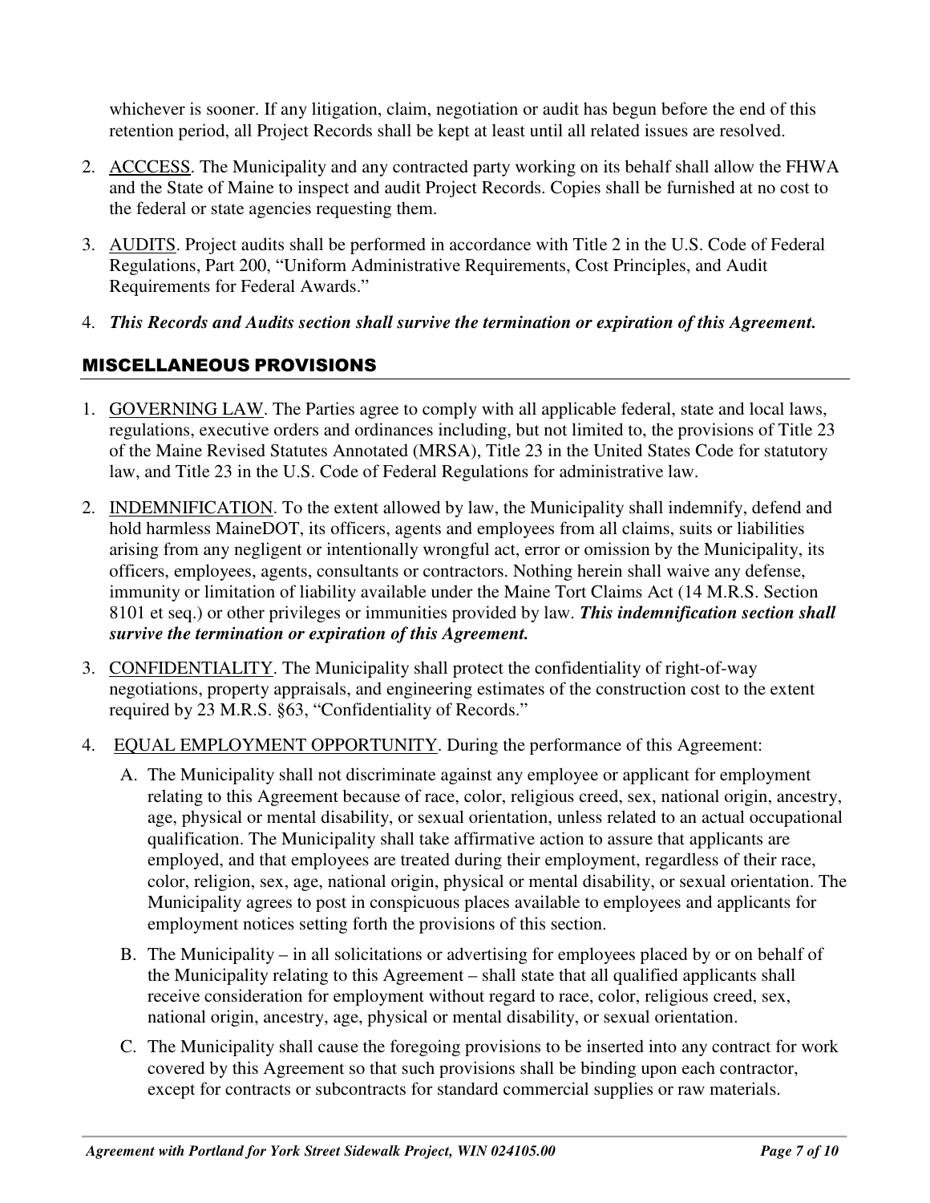whichever is sooner. If any litigation, claim, negotiation or audit has begun before the end of this retention period, all Project Records shall be kept at least until all related issues are resolved.

2. ACCCESS. The Municipality and any contracted party working on its behalf shall allow the FHWA and the State of Maine to inspect and audit Project Records. Copies shall be furnished at no cost to the federal or state agencies requesting them.

3. AUDITS. Project audits shall be performed in accordance with Title 2 in the U.S. Code of Federal Regulations, Part 200, "Uniform Administrative Requirements, Cost Principles, and Audit Requirements for Federal Awards."

4. ***This Records and Audits section shall survive the termination or expiration of this Agreement.***

## MISCELLANEOUS PROVISIONS

1. GOVERNING LAW. The Parties agree to comply with all applicable federal, state and local laws, regulations, executive orders and ordinances including, but not limited to, the provisions of Title 23 of the Maine Revised Statutes Annotated (MRSA), Title 23 in the United States Code for statutory law, and Title 23 in the U.S. Code of Federal Regulations for administrative law.

2. INDEMNIFICATION. To the extent allowed by law, the Municipality shall indemnify, defend and hold harmless MaineDOT, its officers, agents and employees from all claims, suits or liabilities arising from any negligent or intentionally wrongful act, error or omission by the Municipality, its officers, employees, agents, consultants or contractors. Nothing herein shall waive any defense, immunity or limitation of liability available under the Maine Tort Claims Act (14 M.R.S. Section 8101 et seq.) or other privileges or immunities provided by law. ***This indemnification section shall survive the termination or expiration of this Agreement.***

3. CONFIDENTIALITY. The Municipality shall protect the confidentiality of right-of-way negotiations, property appraisals, and engineering estimates of the construction cost to the extent required by 23 M.R.S. §63, "Confidentiality of Records."

4. EQUAL EMPLOYMENT OPPORTUNITY. During the performance of this Agreement:

   A. The Municipality shall not discriminate against any employee or applicant for employment relating to this Agreement because of race, color, religious creed, sex, national origin, ancestry, age, physical or mental disability, or sexual orientation, unless related to an actual occupational qualification. The Municipality shall take affirmative action to assure that applicants are employed, and that employees are treated during their employment, regardless of their race, color, religion, sex, age, national origin, physical or mental disability, or sexual orientation. The Municipality agrees to post in conspicuous places available to employees and applicants for employment notices setting forth the provisions of this section.

   B. The Municipality – in all solicitations or advertising for employees placed by or on behalf of the Municipality relating to this Agreement – shall state that all qualified applicants shall receive consideration for employment without regard to race, color, religious creed, sex, national origin, ancestry, age, physical or mental disability, or sexual orientation.

   C. The Municipality shall cause the foregoing provisions to be inserted into any contract for work covered by this Agreement so that such provisions shall be binding upon each contractor, except for contracts or subcontracts for standard commercial supplies or raw materials.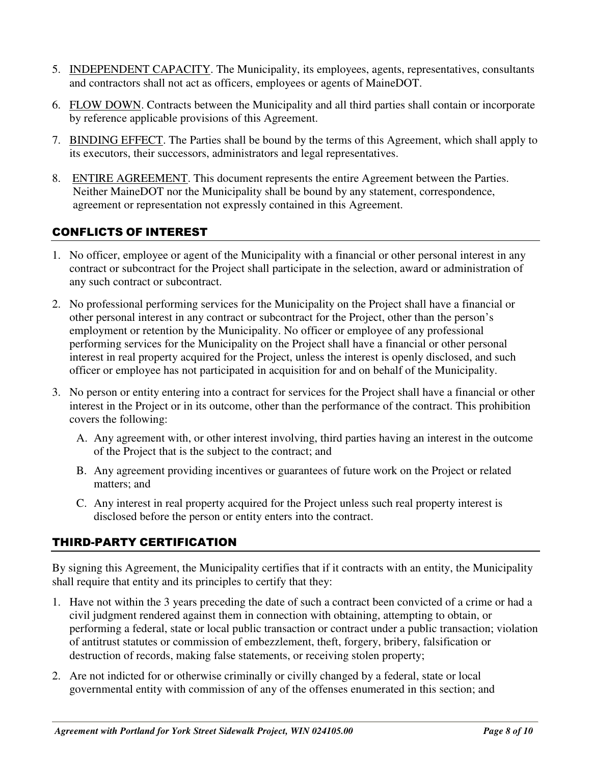5. INDEPENDENT CAPACITY. The Municipality, its employees, agents, representatives, consultants and contractors shall not act as officers, employees or agents of MaineDOT.

6. FLOW DOWN. Contracts between the Municipality and all third parties shall contain or incorporate by reference applicable provisions of this Agreement.

7. BINDING EFFECT. The Parties shall be bound by the terms of this Agreement, which shall apply to its executors, their successors, administrators and legal representatives.

8. ENTIRE AGREEMENT. This document represents the entire Agreement between the Parties. Neither MaineDOT nor the Municipality shall be bound by any statement, correspondence, agreement or representation not expressly contained in this Agreement.

## CONFLICTS OF INTEREST

1. No officer, employee or agent of the Municipality with a financial or other personal interest in any contract or subcontract for the Project shall participate in the selection, award or administration of any such contract or subcontract.

2. No professional performing services for the Municipality on the Project shall have a financial or other personal interest in any contract or subcontract for the Project, other than the person's employment or retention by the Municipality. No officer or employee of any professional performing services for the Municipality on the Project shall have a financial or other personal interest in real property acquired for the Project, unless the interest is openly disclosed, and such officer or employee has not participated in acquisition for and on behalf of the Municipality.

3. No person or entity entering into a contract for services for the Project shall have a financial or other interest in the Project or in its outcome, other than the performance of the contract. This prohibition covers the following:

   A. Any agreement with, or other interest involving, third parties having an interest in the outcome of the Project that is the subject to the contract; and

   B. Any agreement providing incentives or guarantees of future work on the Project or related matters; and

   C. Any interest in real property acquired for the Project unless such real property interest is disclosed before the person or entity enters into the contract.

## THIRD-PARTY CERTIFICATION

By signing this Agreement, the Municipality certifies that if it contracts with an entity, the Municipality shall require that entity and its principles to certify that they:

1. Have not within the 3 years preceding the date of such a contract been convicted of a crime or had a civil judgment rendered against them in connection with obtaining, attempting to obtain, or performing a federal, state or local public transaction or contract under a public transaction; violation of antitrust statutes or commission of embezzlement, theft, forgery, bribery, falsification or destruction of records, making false statements, or receiving stolen property;

2. Are not indicted for or otherwise criminally or civilly changed by a federal, state or local governmental entity with commission of any of the offenses enumerated in this section; and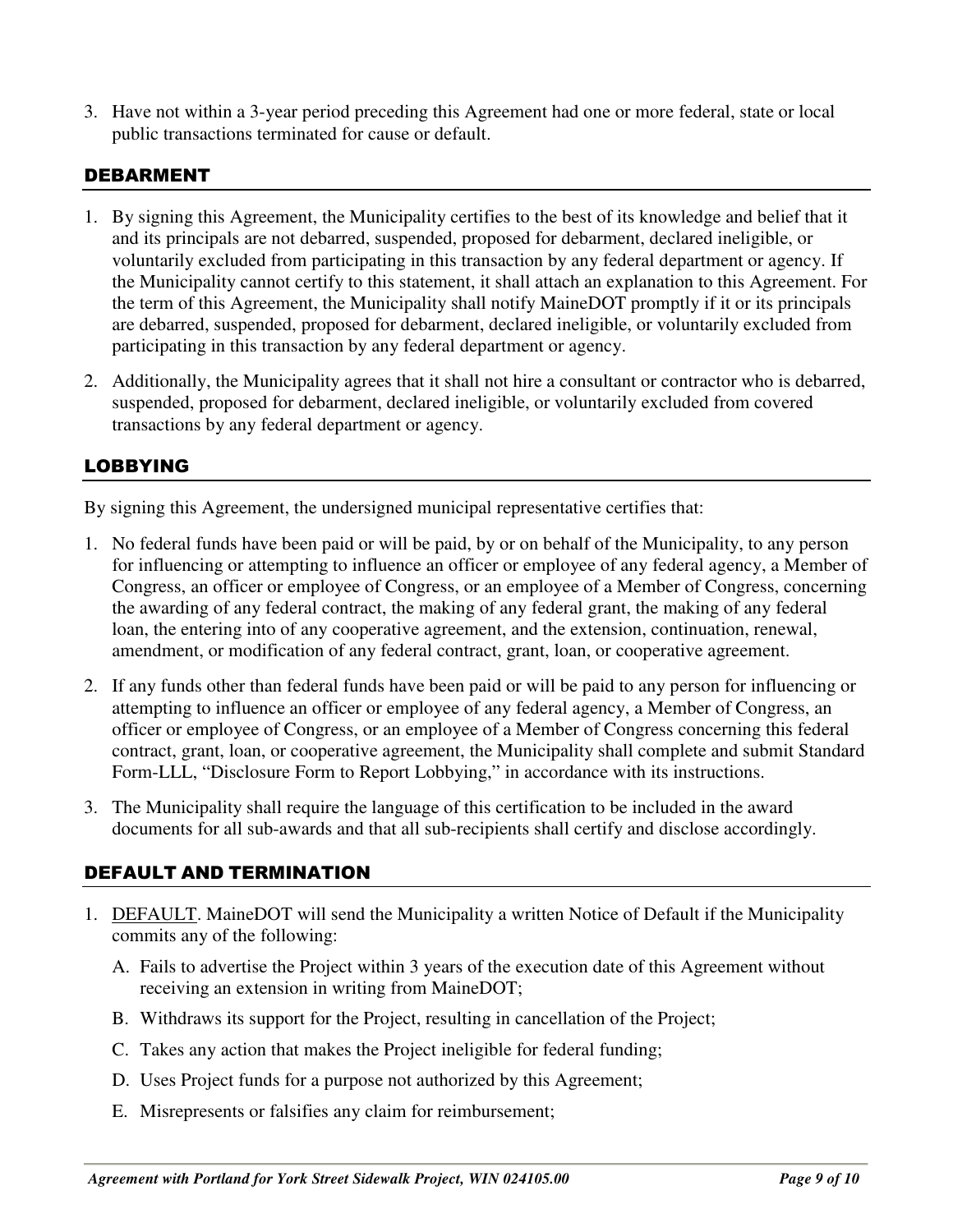3. Have not within a 3-year period preceding this Agreement had one or more federal, state or local public transactions terminated for cause or default.

## DEBARMENT

1. By signing this Agreement, the Municipality certifies to the best of its knowledge and belief that it and its principals are not debarred, suspended, proposed for debarment, declared ineligible, or voluntarily excluded from participating in this transaction by any federal department or agency. If the Municipality cannot certify to this statement, it shall attach an explanation to this Agreement. For the term of this Agreement, the Municipality shall notify MaineDOT promptly if it or its principals are debarred, suspended, proposed for debarment, declared ineligible, or voluntarily excluded from participating in this transaction by any federal department or agency.
2. Additionally, the Municipality agrees that it shall not hire a consultant or contractor who is debarred, suspended, proposed for debarment, declared ineligible, or voluntarily excluded from covered transactions by any federal department or agency.

## LOBBYING

By signing this Agreement, the undersigned municipal representative certifies that:

1. No federal funds have been paid or will be paid, by or on behalf of the Municipality, to any person for influencing or attempting to influence an officer or employee of any federal agency, a Member of Congress, an officer or employee of Congress, or an employee of a Member of Congress, concerning the awarding of any federal contract, the making of any federal grant, the making of any federal loan, the entering into of any cooperative agreement, and the extension, continuation, renewal, amendment, or modification of any federal contract, grant, loan, or cooperative agreement.
2. If any funds other than federal funds have been paid or will be paid to any person for influencing or attempting to influence an officer or employee of any federal agency, a Member of Congress, an officer or employee of Congress, or an employee of a Member of Congress concerning this federal contract, grant, loan, or cooperative agreement, the Municipality shall complete and submit Standard Form-LLL, "Disclosure Form to Report Lobbying," in accordance with its instructions.
3. The Municipality shall require the language of this certification to be included in the award documents for all sub-awards and that all sub-recipients shall certify and disclose accordingly.

## DEFAULT AND TERMINATION

1. DEFAULT. MaineDOT will send the Municipality a written Notice of Default if the Municipality commits any of the following:
   A. Fails to advertise the Project within 3 years of the execution date of this Agreement without receiving an extension in writing from MaineDOT;
   B. Withdraws its support for the Project, resulting in cancellation of the Project;
   C. Takes any action that makes the Project ineligible for federal funding;
   D. Uses Project funds for a purpose not authorized by this Agreement;
   E. Misrepresents or falsifies any claim for reimbursement;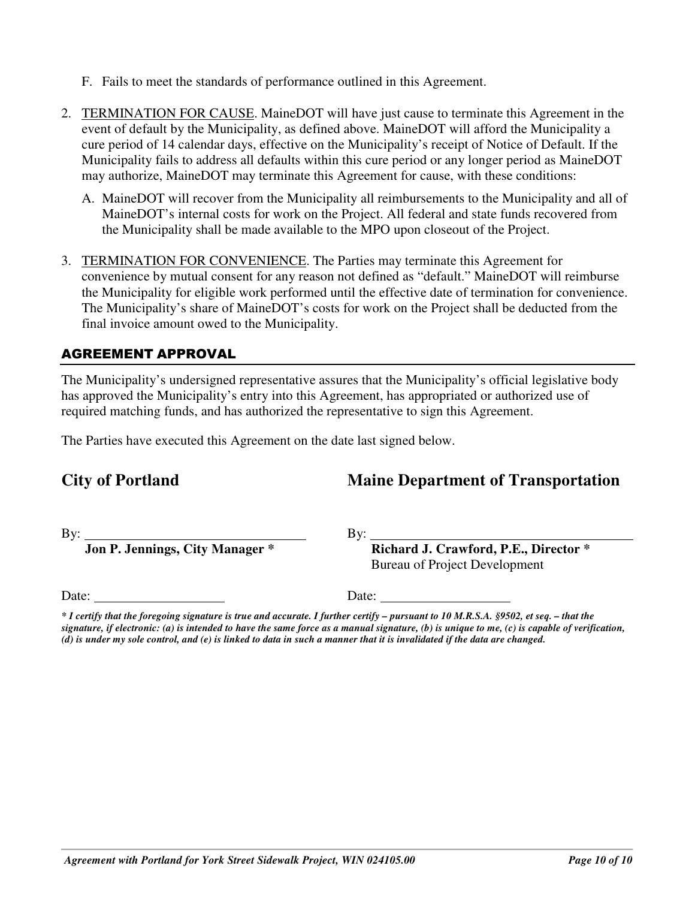F. Fails to meet the standards of performance outlined in this Agreement.

2. <u>TERMINATION FOR CAUSE</u>. MaineDOT will have just cause to terminate this Agreement in the event of default by the Municipality, as defined above. MaineDOT will afford the Municipality a cure period of 14 calendar days, effective on the Municipality's receipt of Notice of Default. If the Municipality fails to address all defaults within this cure period or any longer period as MaineDOT may authorize, MaineDOT may terminate this Agreement for cause, with these conditions:

   A. MaineDOT will recover from the Municipality all reimbursements to the Municipality and all of MaineDOT's internal costs for work on the Project. All federal and state funds recovered from the Municipality shall be made available to the MPO upon closeout of the Project.

3. <u>TERMINATION FOR CONVENIENCE</u>. The Parties may terminate this Agreement for convenience by mutual consent for any reason not defined as "default." MaineDOT will reimburse the Municipality for eligible work performed until the effective date of termination for convenience. The Municipality's share of MaineDOT's costs for work on the Project shall be deducted from the final invoice amount owed to the Municipality.

## AGREEMENT APPROVAL

The Municipality's undersigned representative assures that the Municipality's official legislative body has approved the Municipality's entry into this Agreement, has appropriated or authorized use of required matching funds, and has authorized the representative to sign this Agreement.

The Parties have executed this Agreement on the date last signed below.

### City of Portland

By: ______________________________

**Jon P. Jennings, City Manager \***

Date: ____________________

### Maine Department of Transportation

By: ______________________________

**Richard J. Crawford, P.E., Director \***
Bureau of Project Development

Date: ____________________

***\* I certify that the foregoing signature is true and accurate. I further certify – pursuant to 10 M.R.S.A. §9502, et seq. – that the signature, if electronic: (a) is intended to have the same force as a manual signature, (b) is unique to me, (c) is capable of verification, (d) is under my sole control, and (e) is linked to data in such a manner that it is invalidated if the data are changed.***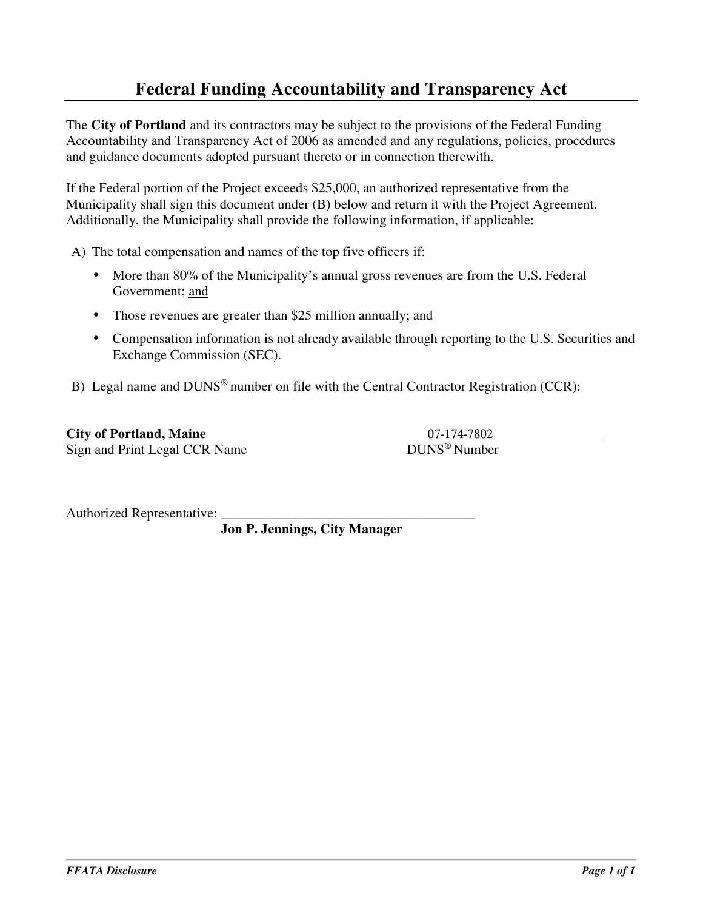# Federal Funding Accountability and Transparency Act

The **City of Portland** and its contractors may be subject to the provisions of the Federal Funding Accountability and Transparency Act of 2006 as amended and any regulations, policies, procedures and guidance documents adopted pursuant thereto or in connection therewith.

If the Federal portion of the Project exceeds $25,000, an authorized representative from the Municipality shall sign this document under (B) below and return it with the Project Agreement. Additionally, the Municipality shall provide the following information, if applicable:

A) The total compensation and names of the top five officers if:

- More than 80% of the Municipality's annual gross revenues are from the U.S. Federal Government; and
- Those revenues are greater than $25 million annually; and
- Compensation information is not already available through reporting to the U.S. Securities and Exchange Commission (SEC).

B) Legal name and DUNS® number on file with the Central Contractor Registration (CCR):

**City of Portland, Maine** 07-174-7802

Sign and Print Legal CCR Name DUNS® Number

Authorized Representative: ______________________________________

**Jon P. Jennings, City Manager**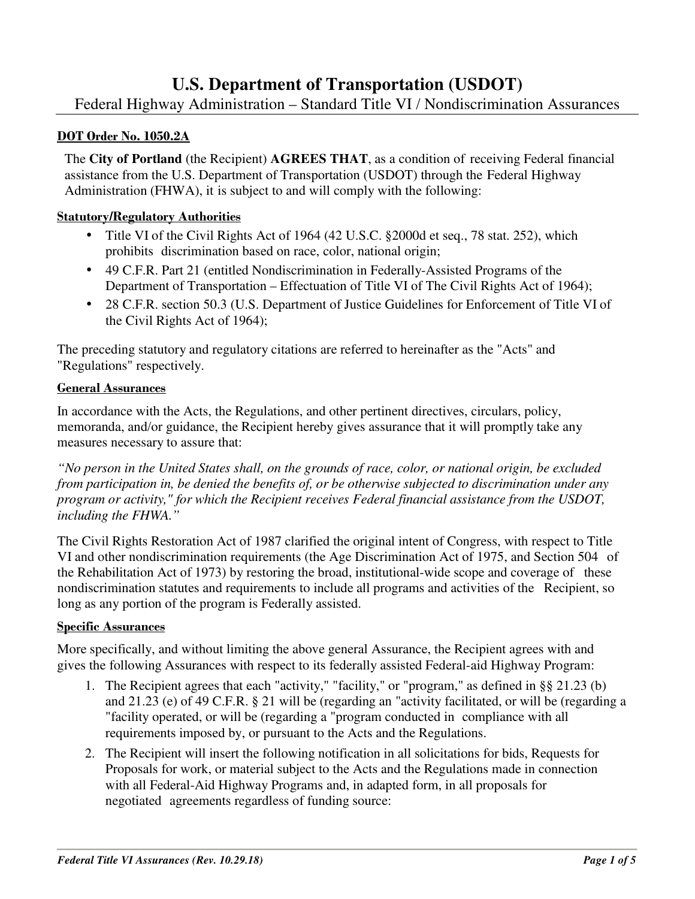# U.S. Department of Transportation (USDOT)

## Federal Highway Administration – Standard Title VI / Nondiscrimination Assurances

**DOT Order No. 1050.2A**

The **City of Portland** (the Recipient) **AGREES THAT**, as a condition of receiving Federal financial assistance from the U.S. Department of Transportation (USDOT) through the Federal Highway Administration (FHWA), it is subject to and will comply with the following:

**Statutory/Regulatory Authorities**

- Title VI of the Civil Rights Act of 1964 (42 U.S.C. §2000d et seq., 78 stat. 252), which prohibits discrimination based on race, color, national origin;
- 49 C.F.R. Part 21 (entitled Nondiscrimination in Federally-Assisted Programs of the Department of Transportation – Effectuation of Title VI of The Civil Rights Act of 1964);
- 28 C.F.R. section 50.3 (U.S. Department of Justice Guidelines for Enforcement of Title VI of the Civil Rights Act of 1964);

The preceding statutory and regulatory citations are referred to hereinafter as the "Acts" and "Regulations" respectively.

**General Assurances**

In accordance with the Acts, the Regulations, and other pertinent directives, circulars, policy, memoranda, and/or guidance, the Recipient hereby gives assurance that it will promptly take any measures necessary to assure that:

*"No person in the United States shall, on the grounds of race, color, or national origin, be excluded from participation in, be denied the benefits of, or be otherwise subjected to discrimination under any program or activity," for which the Recipient receives Federal financial assistance from the USDOT, including the FHWA."*

The Civil Rights Restoration Act of 1987 clarified the original intent of Congress, with respect to Title VI and other nondiscrimination requirements (the Age Discrimination Act of 1975, and Section 504 of the Rehabilitation Act of 1973) by restoring the broad, institutional-wide scope and coverage of these nondiscrimination statutes and requirements to include all programs and activities of the Recipient, so long as any portion of the program is Federally assisted.

**Specific Assurances**

More specifically, and without limiting the above general Assurance, the Recipient agrees with and gives the following Assurances with respect to its federally assisted Federal-aid Highway Program:

1. The Recipient agrees that each "activity," "facility," or "program," as defined in §§ 21.23 (b) and 21.23 (e) of 49 C.F.R. § 21 will be (regarding an "activity facilitated, or will be (regarding a "facility operated, or will be (regarding a "program conducted in compliance with all requirements imposed by, or pursuant to the Acts and the Regulations.
2. The Recipient will insert the following notification in all solicitations for bids, Requests for Proposals for work, or material subject to the Acts and the Regulations made in connection with all Federal-Aid Highway Programs and, in adapted form, in all proposals for negotiated agreements regardless of funding source: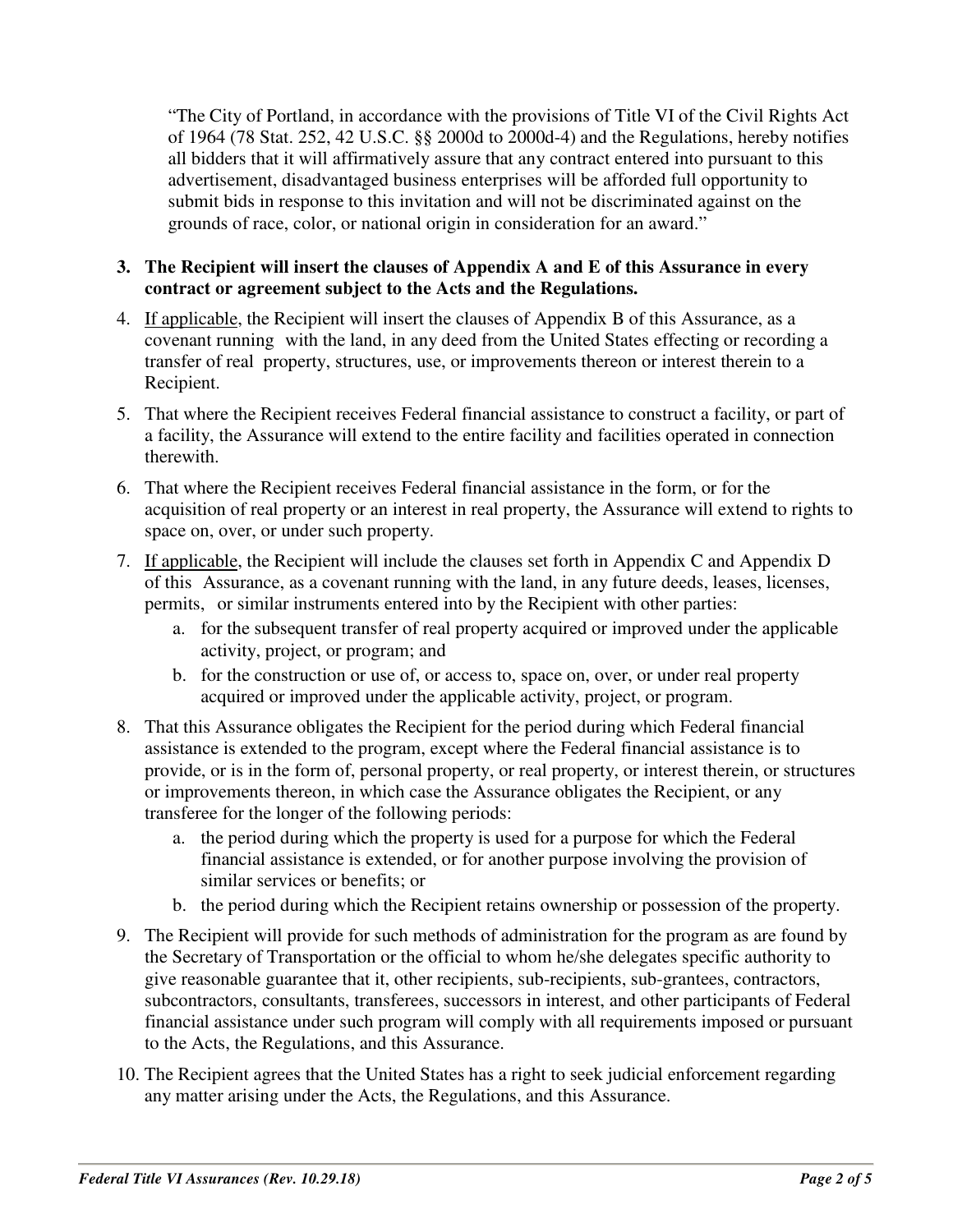"The City of Portland, in accordance with the provisions of Title VI of the Civil Rights Act of 1964 (78 Stat. 252, 42 U.S.C. §§ 2000d to 2000d-4) and the Regulations, hereby notifies all bidders that it will affirmatively assure that any contract entered into pursuant to this advertisement, disadvantaged business enterprises will be afforded full opportunity to submit bids in response to this invitation and will not be discriminated against on the grounds of race, color, or national origin in consideration for an award."

3. **The Recipient will insert the clauses of Appendix A and E of this Assurance in every contract or agreement subject to the Acts and the Regulations.**
4. If applicable, the Recipient will insert the clauses of Appendix B of this Assurance, as a covenant running with the land, in any deed from the United States effecting or recording a transfer of real property, structures, use, or improvements thereon or interest therein to a Recipient.
5. That where the Recipient receives Federal financial assistance to construct a facility, or part of a facility, the Assurance will extend to the entire facility and facilities operated in connection therewith.
6. That where the Recipient receives Federal financial assistance in the form, or for the acquisition of real property or an interest in real property, the Assurance will extend to rights to space on, over, or under such property.
7. If applicable, the Recipient will include the clauses set forth in Appendix C and Appendix D of this Assurance, as a covenant running with the land, in any future deeds, leases, licenses, permits, or similar instruments entered into by the Recipient with other parties:
   a. for the subsequent transfer of real property acquired or improved under the applicable activity, project, or program; and
   b. for the construction or use of, or access to, space on, over, or under real property acquired or improved under the applicable activity, project, or program.
8. That this Assurance obligates the Recipient for the period during which Federal financial assistance is extended to the program, except where the Federal financial assistance is to provide, or is in the form of, personal property, or real property, or interest therein, or structures or improvements thereon, in which case the Assurance obligates the Recipient, or any transferee for the longer of the following periods:
   a. the period during which the property is used for a purpose for which the Federal financial assistance is extended, or for another purpose involving the provision of similar services or benefits; or
   b. the period during which the Recipient retains ownership or possession of the property.
9. The Recipient will provide for such methods of administration for the program as are found by the Secretary of Transportation or the official to whom he/she delegates specific authority to give reasonable guarantee that it, other recipients, sub-recipients, sub-grantees, contractors, subcontractors, consultants, transferees, successors in interest, and other participants of Federal financial assistance under such program will comply with all requirements imposed or pursuant to the Acts, the Regulations, and this Assurance.
10. The Recipient agrees that the United States has a right to seek judicial enforcement regarding any matter arising under the Acts, the Regulations, and this Assurance.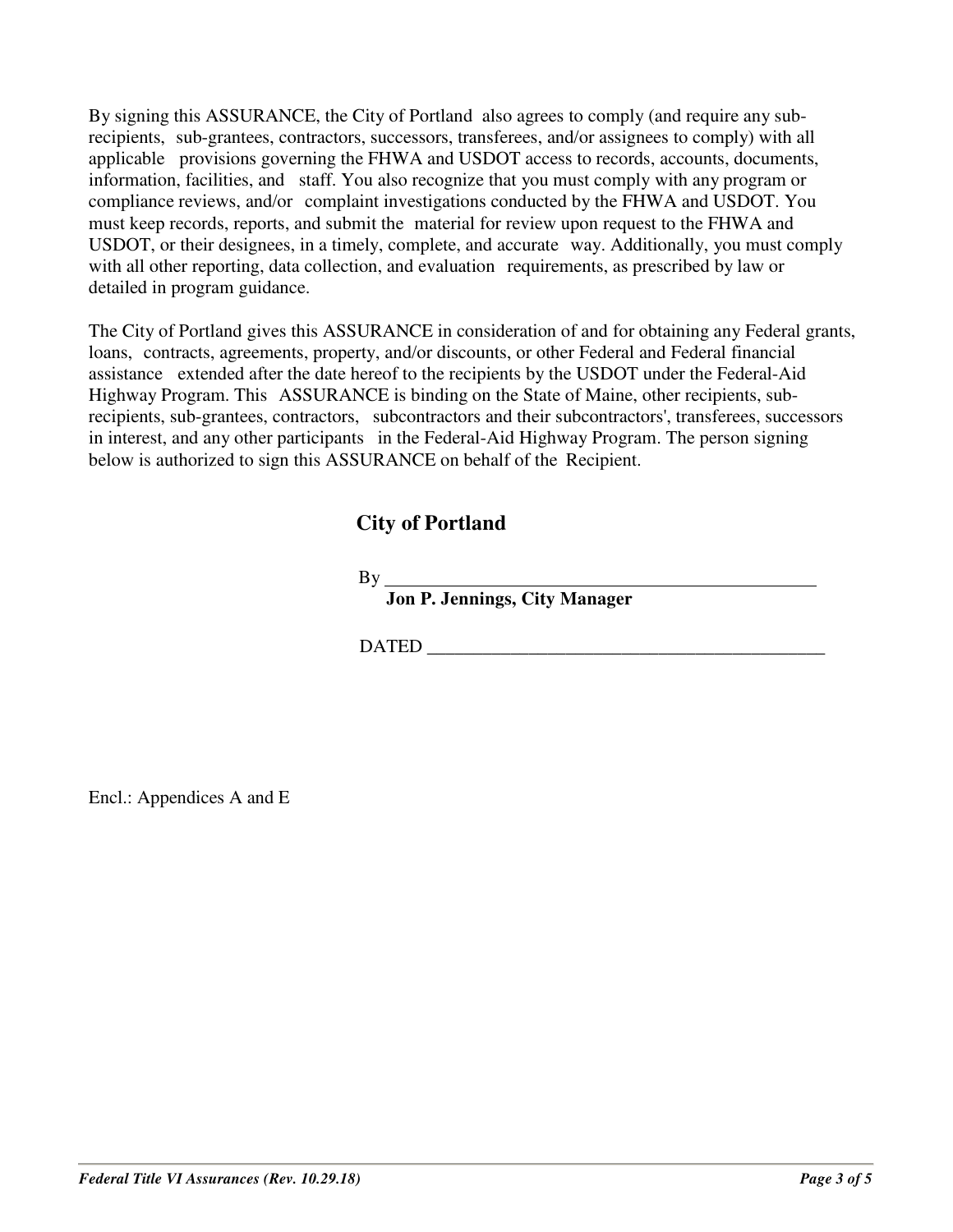By signing this ASSURANCE, the City of Portland also agrees to comply (and require any sub-recipients, sub-grantees, contractors, successors, transferees, and/or assignees to comply) with all applicable provisions governing the FHWA and USDOT access to records, accounts, documents, information, facilities, and staff. You also recognize that you must comply with any program or compliance reviews, and/or complaint investigations conducted by the FHWA and USDOT. You must keep records, reports, and submit the material for review upon request to the FHWA and USDOT, or their designees, in a timely, complete, and accurate way. Additionally, you must comply with all other reporting, data collection, and evaluation requirements, as prescribed by law or detailed in program guidance.

The City of Portland gives this ASSURANCE in consideration of and for obtaining any Federal grants, loans, contracts, agreements, property, and/or discounts, or other Federal and Federal financial assistance extended after the date hereof to the recipients by the USDOT under the Federal-Aid Highway Program. This ASSURANCE is binding on the State of Maine, other recipients, sub-recipients, sub-grantees, contractors, subcontractors and their subcontractors', transferees, successors in interest, and any other participants in the Federal-Aid Highway Program. The person signing below is authorized to sign this ASSURANCE on behalf of the Recipient.

**City of Portland**

By ______________________________________________

**Jon P. Jennings, City Manager**

DATED ___________________________________________

Encl.: Appendices A and E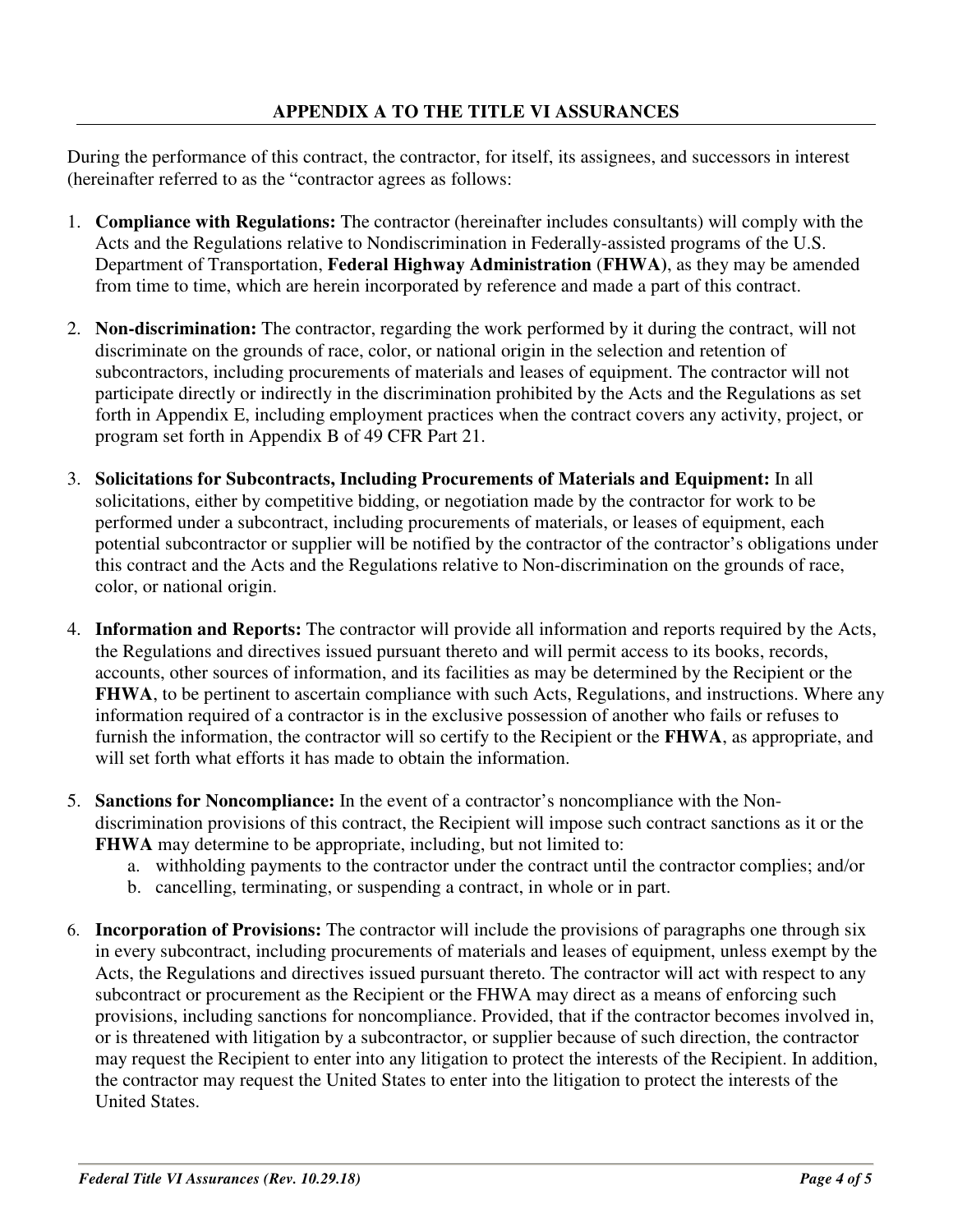## APPENDIX A TO THE TITLE VI ASSURANCES

During the performance of this contract, the contractor, for itself, its assignees, and successors in interest (hereinafter referred to as the "contractor agrees as follows:

1. **Compliance with Regulations:** The contractor (hereinafter includes consultants) will comply with the Acts and the Regulations relative to Nondiscrimination in Federally-assisted programs of the U.S. Department of Transportation, **Federal Highway Administration** (**FHWA**), as they may be amended from time to time, which are herein incorporated by reference and made a part of this contract.

2. **Non-discrimination:** The contractor, regarding the work performed by it during the contract, will not discriminate on the grounds of race, color, or national origin in the selection and retention of subcontractors, including procurements of materials and leases of equipment. The contractor will not participate directly or indirectly in the discrimination prohibited by the Acts and the Regulations as set forth in Appendix E, including employment practices when the contract covers any activity, project, or program set forth in Appendix B of 49 CFR Part 21.

3. **Solicitations for Subcontracts, Including Procurements of Materials and Equipment:** In all solicitations, either by competitive bidding, or negotiation made by the contractor for work to be performed under a subcontract, including procurements of materials, or leases of equipment, each potential subcontractor or supplier will be notified by the contractor of the contractor's obligations under this contract and the Acts and the Regulations relative to Non-discrimination on the grounds of race, color, or national origin.

4. **Information and Reports:** The contractor will provide all information and reports required by the Acts, the Regulations and directives issued pursuant thereto and will permit access to its books, records, accounts, other sources of information, and its facilities as may be determined by the Recipient or the **FHWA**, to be pertinent to ascertain compliance with such Acts, Regulations, and instructions. Where any information required of a contractor is in the exclusive possession of another who fails or refuses to furnish the information, the contractor will so certify to the Recipient or the **FHWA**, as appropriate, and will set forth what efforts it has made to obtain the information.

5. **Sanctions for Noncompliance:** In the event of a contractor's noncompliance with the Non-discrimination provisions of this contract, the Recipient will impose such contract sanctions as it or the **FHWA** may determine to be appropriate, including, but not limited to:
   a. withholding payments to the contractor under the contract until the contractor complies; and/or
   b. cancelling, terminating, or suspending a contract, in whole or in part.

6. **Incorporation of Provisions:** The contractor will include the provisions of paragraphs one through six in every subcontract, including procurements of materials and leases of equipment, unless exempt by the Acts, the Regulations and directives issued pursuant thereto. The contractor will act with respect to any subcontract or procurement as the Recipient or the FHWA may direct as a means of enforcing such provisions, including sanctions for noncompliance. Provided, that if the contractor becomes involved in, or is threatened with litigation by a subcontractor, or supplier because of such direction, the contractor may request the Recipient to enter into any litigation to protect the interests of the Recipient. In addition, the contractor may request the United States to enter into the litigation to protect the interests of the United States.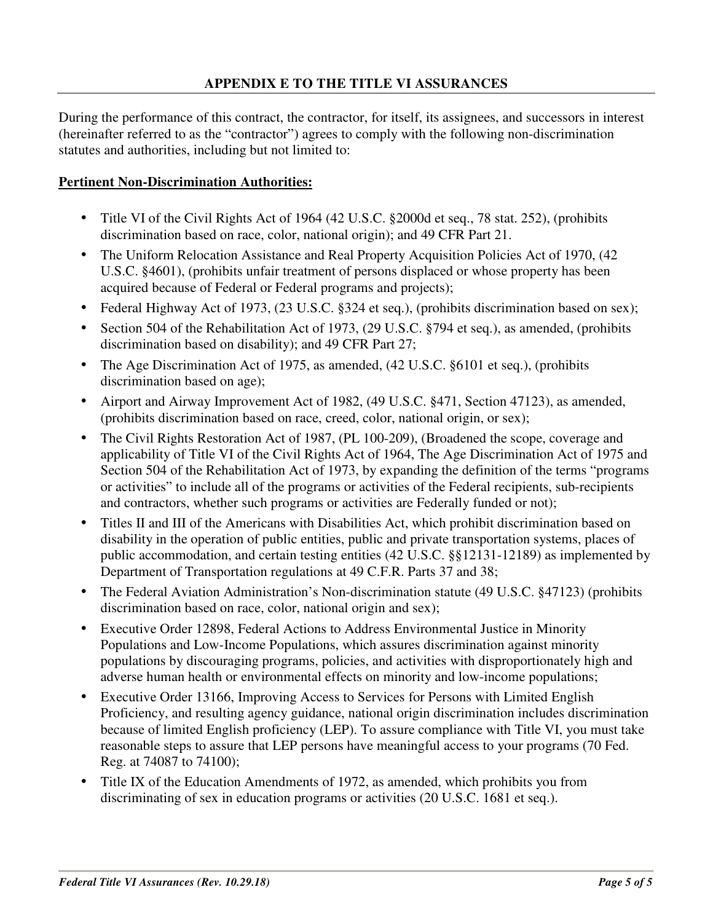## APPENDIX E TO THE TITLE VI ASSURANCES

During the performance of this contract, the contractor, for itself, its assignees, and successors in interest (hereinafter referred to as the "contractor") agrees to comply with the following non-discrimination statutes and authorities, including but not limited to:

**Pertinent Non-Discrimination Authorities:**

- Title VI of the Civil Rights Act of 1964 (42 U.S.C. §2000d et seq., 78 stat. 252), (prohibits discrimination based on race, color, national origin); and 49 CFR Part 21.
- The Uniform Relocation Assistance and Real Property Acquisition Policies Act of 1970, (42 U.S.C. §4601), (prohibits unfair treatment of persons displaced or whose property has been acquired because of Federal or Federal programs and projects);
- Federal Highway Act of 1973, (23 U.S.C. §324 et seq.), (prohibits discrimination based on sex);
- Section 504 of the Rehabilitation Act of 1973, (29 U.S.C. §794 et seq.), as amended, (prohibits discrimination based on disability); and 49 CFR Part 27;
- The Age Discrimination Act of 1975, as amended, (42 U.S.C. §6101 et seq.), (prohibits discrimination based on age);
- Airport and Airway Improvement Act of 1982, (49 U.S.C. §471, Section 47123), as amended, (prohibits discrimination based on race, creed, color, national origin, or sex);
- The Civil Rights Restoration Act of 1987, (PL 100-209), (Broadened the scope, coverage and applicability of Title VI of the Civil Rights Act of 1964, The Age Discrimination Act of 1975 and Section 504 of the Rehabilitation Act of 1973, by expanding the definition of the terms "programs or activities" to include all of the programs or activities of the Federal recipients, sub-recipients and contractors, whether such programs or activities are Federally funded or not);
- Titles II and III of the Americans with Disabilities Act, which prohibit discrimination based on disability in the operation of public entities, public and private transportation systems, places of public accommodation, and certain testing entities (42 U.S.C. §§12131-12189) as implemented by Department of Transportation regulations at 49 C.F.R. Parts 37 and 38;
- The Federal Aviation Administration's Non-discrimination statute (49 U.S.C. §47123) (prohibits discrimination based on race, color, national origin and sex);
- Executive Order 12898, Federal Actions to Address Environmental Justice in Minority Populations and Low-Income Populations, which assures discrimination against minority populations by discouraging programs, policies, and activities with disproportionately high and adverse human health or environmental effects on minority and low-income populations;
- Executive Order 13166, Improving Access to Services for Persons with Limited English Proficiency, and resulting agency guidance, national origin discrimination includes discrimination because of limited English proficiency (LEP). To assure compliance with Title VI, you must take reasonable steps to assure that LEP persons have meaningful access to your programs (70 Fed. Reg. at 74087 to 74100);
- Title IX of the Education Amendments of 1972, as amended, which prohibits you from discriminating of sex in education programs or activities (20 U.S.C. 1681 et seq.).